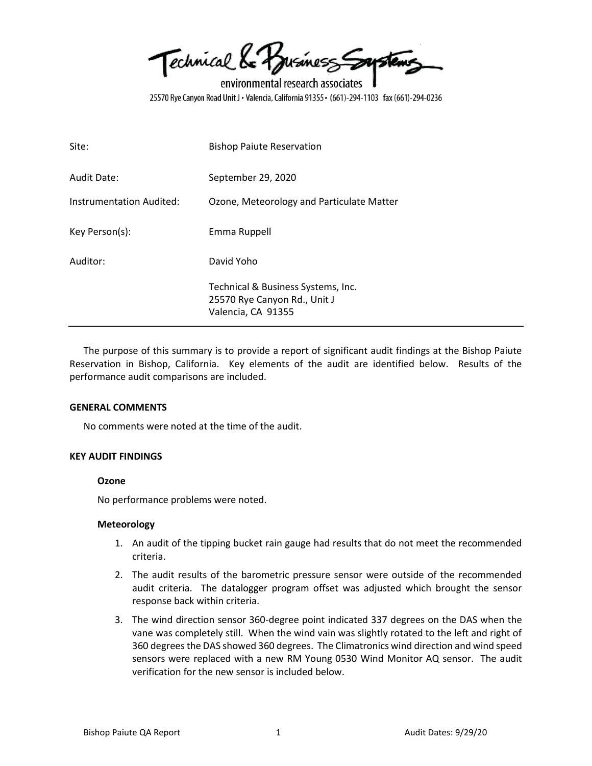Technical & Business Systems

environmental research associates

25570 Rye Canyon Road Unit J • Valencia, California 91355 • (661)-294-1103 fax (661)-294-0236

| | |
|---|---|
| Site: | Bishop Paiute Reservation |
| Audit Date: | September 29, 2020 |
| Instrumentation Audited: | Ozone, Meteorology and Particulate Matter |
| Key Person(s): | Emma Ruppell |
| Auditor: | David Yoho |
| | Technical & Business Systems, Inc.<br>25570 Rye Canyon Rd., Unit J<br>Valencia, CA 91355 |

The purpose of this summary is to provide a report of significant audit findings at the Bishop Paiute Reservation in Bishop, California. Key elements of the audit are identified below. Results of the performance audit comparisons are included.

## GENERAL COMMENTS

No comments were noted at the time of the audit.

## KEY AUDIT FINDINGS

### Ozone

No performance problems were noted.

### Meteorology

1. An audit of the tipping bucket rain gauge had results that do not meet the recommended criteria.
2. The audit results of the barometric pressure sensor were outside of the recommended audit criteria. The datalogger program offset was adjusted which brought the sensor response back within criteria.
3. The wind direction sensor 360-degree point indicated 337 degrees on the DAS when the vane was completely still. When the wind vain was slightly rotated to the left and right of 360 degrees the DAS showed 360 degrees. The Climatronics wind direction and wind speed sensors were replaced with a new RM Young 0530 Wind Monitor AQ sensor. The audit verification for the new sensor is included below.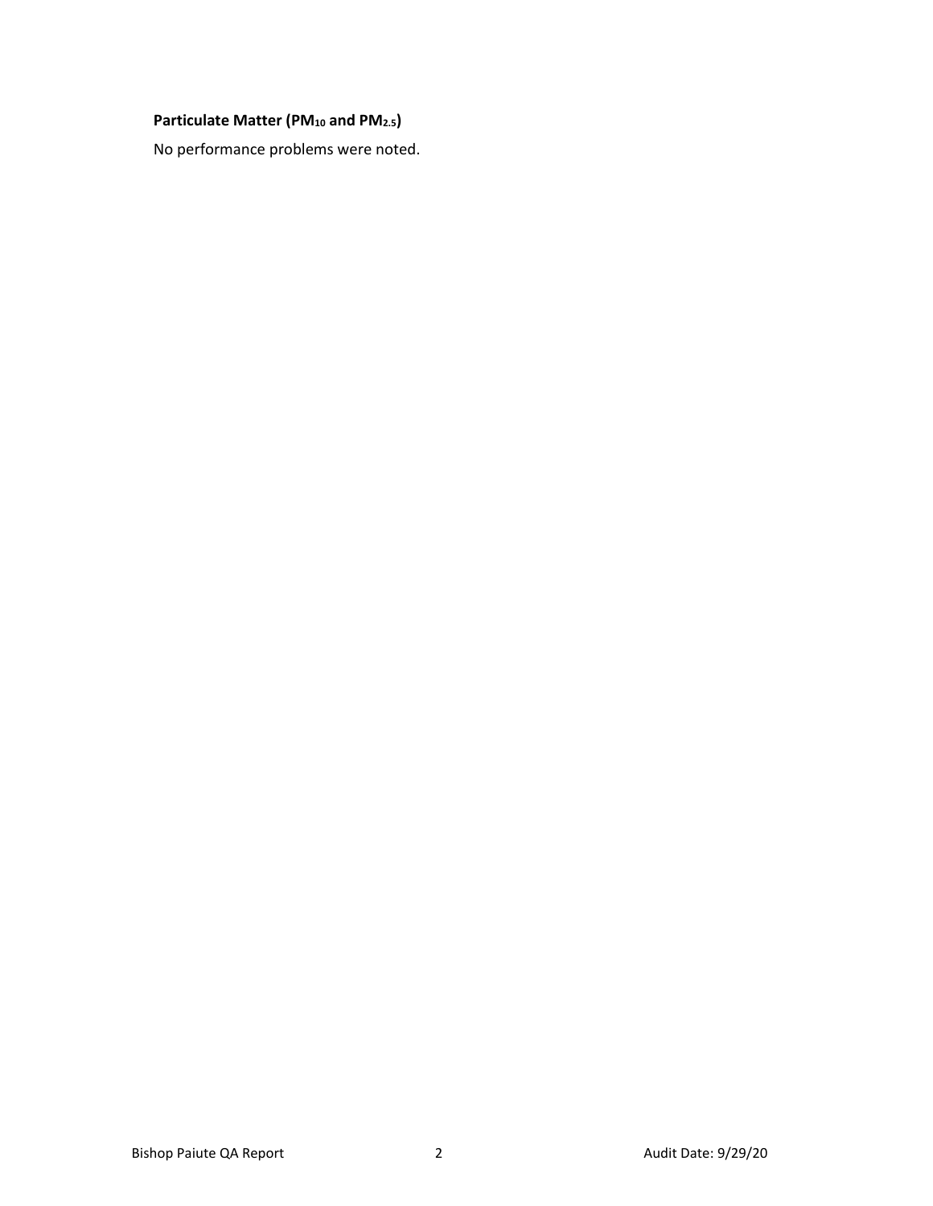**Particulate Matter ($PM_{10}$ and $PM_{2.5}$)**

No performance problems were noted.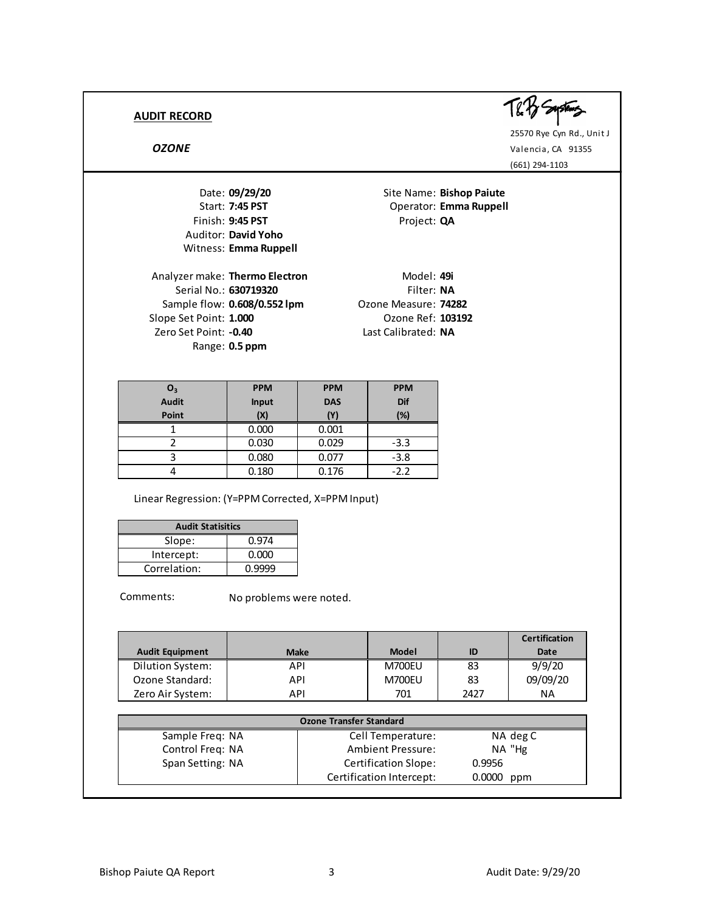## AUDIT RECORD

***OZONE***

T&B Systems
25570 Rye Cyn Rd., Unit J
Valencia, CA 91355
(661) 294-1103

Date: **09/29/20**
Start: **7:45 PST**
Finish: **9:45 PST**
Auditor: **David Yoho**
Witness: **Emma Ruppell**

Site Name: **Bishop Paiute**
Operator: **Emma Ruppell**
Project: **QA**

Analyzer make: **Thermo Electron**
Serial No.: **630719320**
Sample flow: **0.608/0.552 lpm**
Slope Set Point: **1.000**
Zero Set Point: **-0.40**
Range: **0.5 ppm**

Model: **49i**
Filter: **NA**
Ozone Measure: **74282**
Ozone Ref: **103192**
Last Calibrated: **NA**

| $O_3$ Audit Point | PPM Input (X) | PPM DAS (Y) | PPM Dif (%) |
|---|---|---|---|
| 1 | 0.000 | 0.001 | |
| 2 | 0.030 | 0.029 | -3.3 |
| 3 | 0.080 | 0.077 | -3.8 |
| 4 | 0.180 | 0.176 | -2.2 |

Linear Regression: (Y=PPM Corrected, X=PPM Input)

| Audit Statisitics | |
|---|---|
| Slope: | 0.974 |
| Intercept: | 0.000 |
| Correlation: | 0.9999 |

Comments: No problems were noted.

| Audit Equipment | Make | Model | ID | Certification Date |
|---|---|---|---|---|
| Dilution System: | API | M700EU | 83 | 9/9/20 |
| Ozone Standard: | API | M700EU | 83 | 09/09/20 |
| Zero Air System: | API | 701 | 2427 | NA |

| Ozone Transfer Standard | | |
|---|---|---|
| Sample Freq: NA | Cell Temperature: | NA deg C |
| Control Freq: NA | Ambient Pressure: | NA "Hg |
| Span Setting: NA | Certification Slope: | 0.9956 |
| | Certification Intercept: | 0.0000 ppm |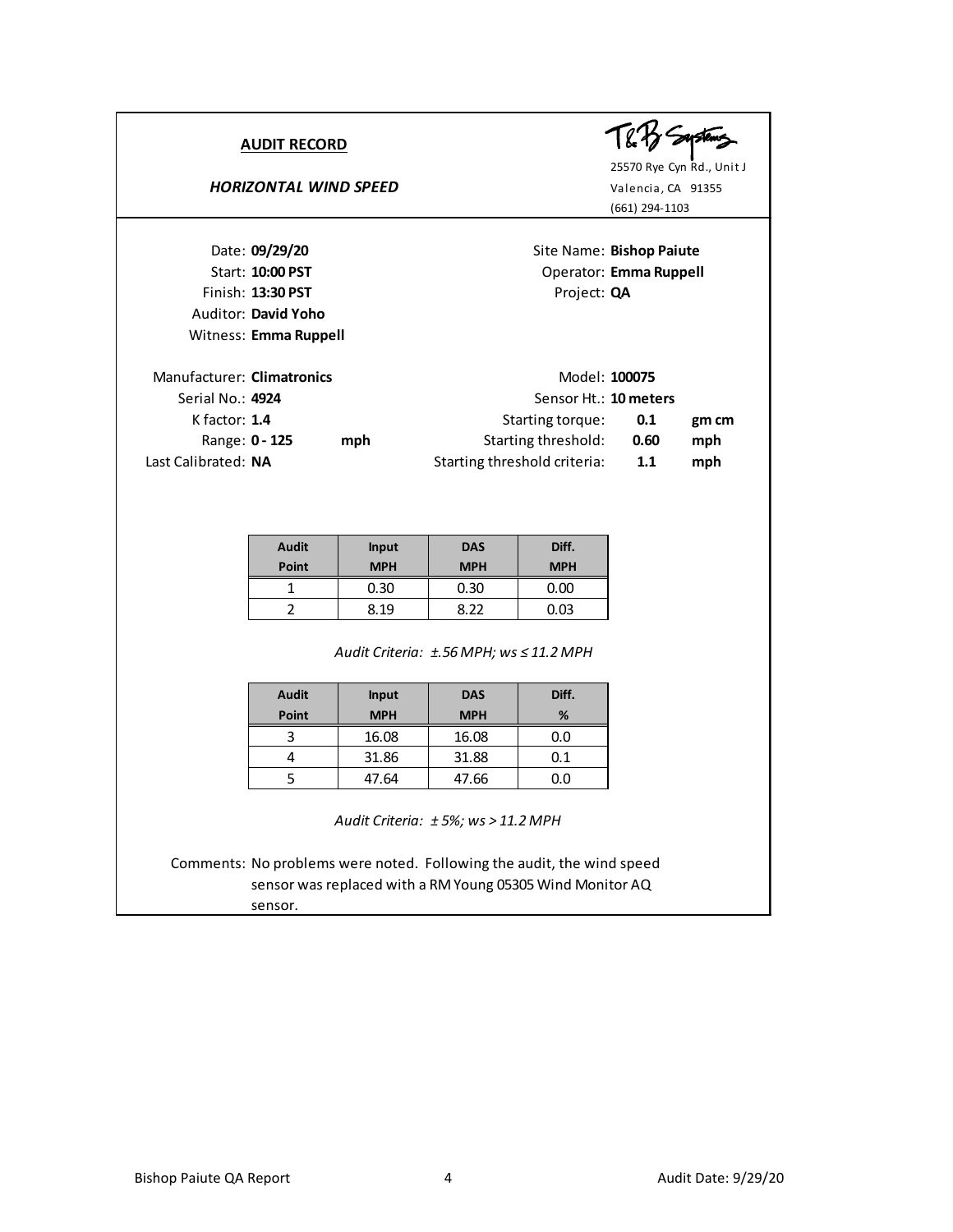## AUDIT RECORD

*HORIZONTAL WIND SPEED*

T&B Systems
25570 Rye Cyn Rd., Unit J
Valencia, CA 91355
(661) 294-1103

Date: **09/29/20**
Start: **10:00 PST**
Finish: **13:30 PST**
Auditor: **David Yoho**
Witness: **Emma Ruppell**

Site Name: **Bishop Paiute**
Operator: **Emma Ruppell**
Project: **QA**

Manufacturer: **Climatronics**
Serial No.: **4924**
K factor: **1.4**
Range: **0 - 125** **mph**
Last Calibrated: **NA**

Model: **100075**
Sensor Ht.: **10 meters**
Starting torque: **0.1** **gm cm**
Starting threshold: **0.60** **mph**
Starting threshold criteria: **1.1** **mph**

| Audit Point | Input MPH | DAS MPH | Diff. MPH |
|---|---|---|---|
| 1 | 0.30 | 0.30 | 0.00 |
| 2 | 8.19 | 8.22 | 0.03 |

*Audit Criteria: ±.56 MPH; ws ≤ 11.2 MPH*

| Audit Point | Input MPH | DAS MPH | Diff. % |
|---|---|---|---|
| 3 | 16.08 | 16.08 | 0.0 |
| 4 | 31.86 | 31.88 | 0.1 |
| 5 | 47.64 | 47.66 | 0.0 |

*Audit Criteria: ± 5%; ws > 11.2 MPH*

Comments: No problems were noted. Following the audit, the wind speed sensor was replaced with a RM Young 05305 Wind Monitor AQ sensor.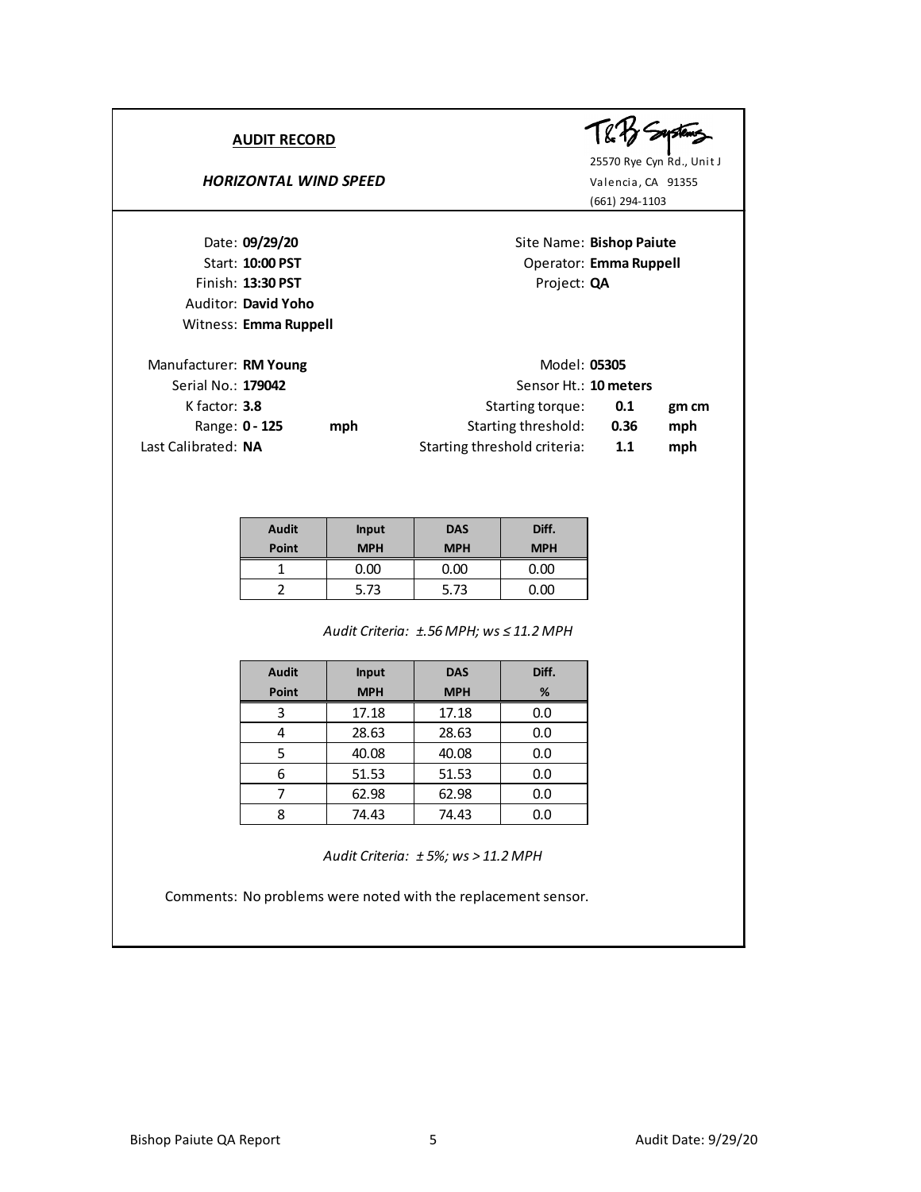**AUDIT RECORD**

*HORIZONTAL WIND SPEED*

T&B Systems
25570 Rye Cyn Rd., Unit J
Valencia, CA 91355
(661) 294-1103

Date: **09/29/20**
Start: **10:00 PST**
Finish: **13:30 PST**
Auditor: **David Yoho**
Witness: **Emma Ruppell**

Site Name: **Bishop Paiute**
Operator: **Emma Ruppell**
Project: **QA**

Manufacturer: **RM Young**
Serial No.: **179042**
K factor: **3.8**
Range: **0 - 125** **mph**
Last Calibrated: **NA**

Model: **05305**
Sensor Ht.: **10 meters**
Starting torque: **0.1** **gm cm**
Starting threshold: **0.36** **mph**
Starting threshold criteria: **1.1** **mph**

| Audit Point | Input MPH | DAS MPH | Diff. MPH |
|---|---|---|---|
| 1 | 0.00 | 0.00 | 0.00 |
| 2 | 5.73 | 5.73 | 0.00 |

*Audit Criteria: ±.56 MPH; ws ≤ 11.2 MPH*

| Audit Point | Input MPH | DAS MPH | Diff. % |
|---|---|---|---|
| 3 | 17.18 | 17.18 | 0.0 |
| 4 | 28.63 | 28.63 | 0.0 |
| 5 | 40.08 | 40.08 | 0.0 |
| 6 | 51.53 | 51.53 | 0.0 |
| 7 | 62.98 | 62.98 | 0.0 |
| 8 | 74.43 | 74.43 | 0.0 |

*Audit Criteria: ± 5%; ws > 11.2 MPH*

Comments: No problems were noted with the replacement sensor.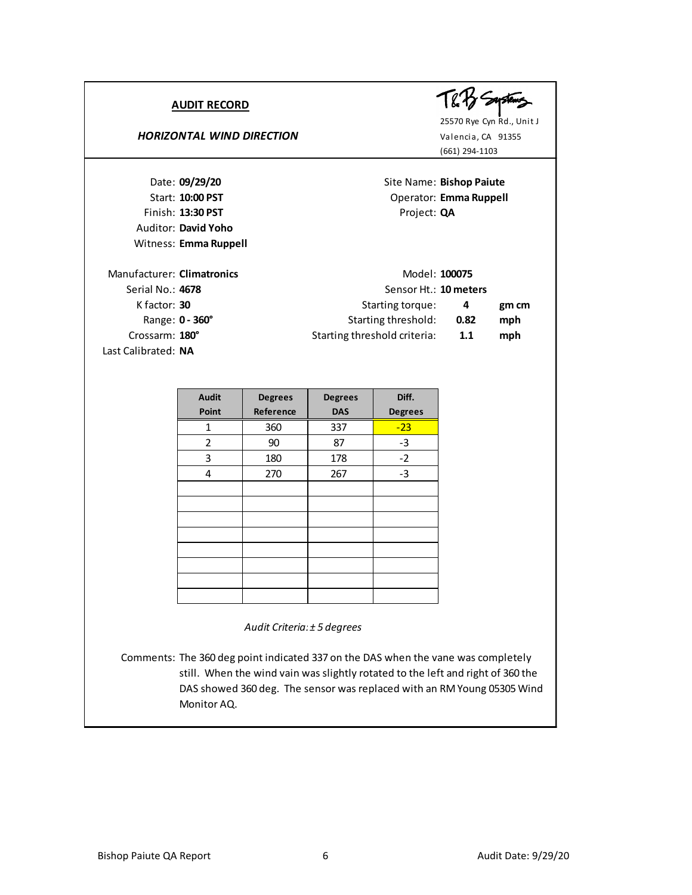## AUDIT RECORD

### *HORIZONTAL WIND DIRECTION*

T&B Systems
25570 Rye Cyn Rd., Unit J
Valencia, CA 91355
(661) 294-1103

Date: **09/29/20**
Start: **10:00 PST**
Finish: **13:30 PST**
Auditor: **David Yoho**
Witness: **Emma Ruppell**

Site Name: **Bishop Paiute**
Operator: **Emma Ruppell**
Project: **QA**

Manufacturer: **Climatronics**
Serial No.: **4678**
K factor: **30**
Range: **0 - 360°**
Crossarm: **180°**
Last Calibrated: **NA**

Model: **100075**
Sensor Ht.: **10 meters**
Starting torque: **4** **gm cm**
Starting threshold: **0.82** **mph**
Starting threshold criteria: **1.1** **mph**

| Audit Point | Degrees Reference | Degrees DAS | Diff. Degrees |
|---|---|---|---|
| 1 | 360 | 337 | -23 |
| 2 | 90 | 87 | -3 |
| 3 | 180 | 178 | -2 |
| 4 | 270 | 267 | -3 |
| | | | |
| | | | |
| | | | |
| | | | |
| | | | |
| | | | |
| | | | |
| | | | |

*Audit Criteria: ± 5 degrees*

Comments: The 360 deg point indicated 337 on the DAS when the vane was completely still. When the wind vain was slightly rotated to the left and right of 360 the DAS showed 360 deg. The sensor was replaced with an RM Young 05305 Wind Monitor AQ.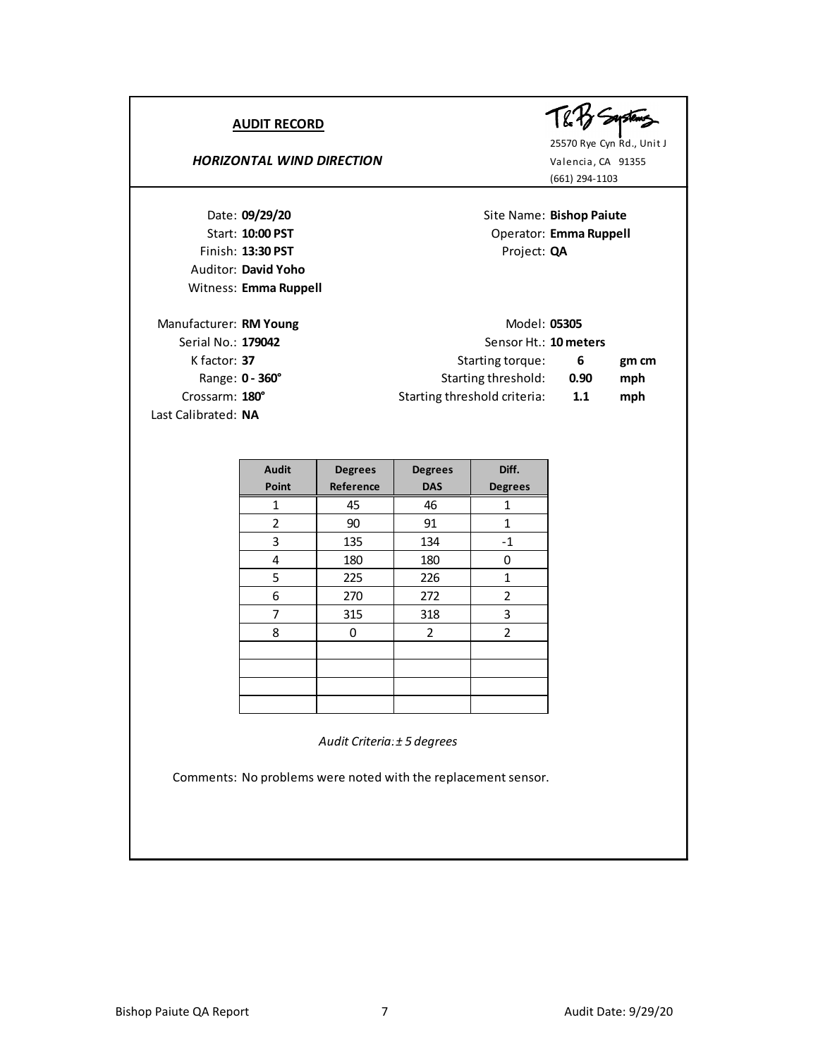**AUDIT RECORD**

***HORIZONTAL WIND DIRECTION***

T&B Systems
25570 Rye Cyn Rd., Unit J
Valencia, CA 91355
(661) 294-1103

Date: **09/29/20**
Start: **10:00 PST**
Finish: **13:30 PST**
Auditor: **David Yoho**
Witness: **Emma Ruppell**

Site Name: **Bishop Paiute**
Operator: **Emma Ruppell**
Project: **QA**

Manufacturer: **RM Young**
Serial No.: **179042**
K factor: **37**
Range: **0 - 360°**
Crossarm: **180°**
Last Calibrated: **NA**

Model: **05305**
Sensor Ht.: **10 meters**
Starting torque: **6** **gm cm**
Starting threshold: **0.90** **mph**
Starting threshold criteria: **1.1** **mph**

| Audit Point | Degrees Reference | Degrees DAS | Diff. Degrees |
|---|---|---|---|
| 1 | 45 | 46 | 1 |
| 2 | 90 | 91 | 1 |
| 3 | 135 | 134 | -1 |
| 4 | 180 | 180 | 0 |
| 5 | 225 | 226 | 1 |
| 6 | 270 | 272 | 2 |
| 7 | 315 | 318 | 3 |
| 8 | 0 | 2 | 2 |
| | | | |
| | | | |
| | | | |
| | | | |

*Audit Criteria: ± 5 degrees*

Comments: No problems were noted with the replacement sensor.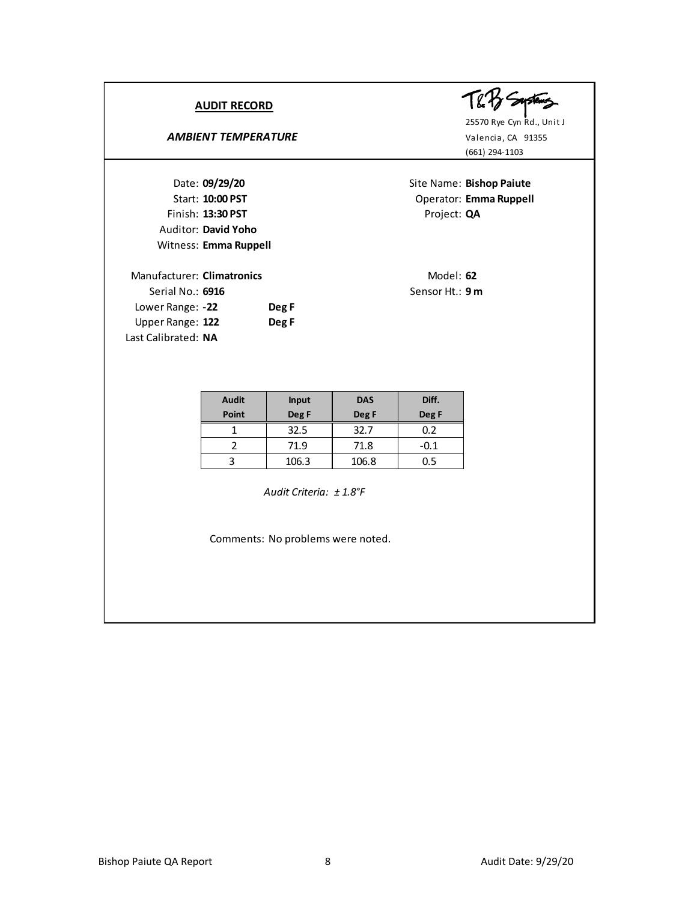## AUDIT RECORD

***AMBIENT TEMPERATURE***

T&B Systems
25570 Rye Cyn Rd., Unit J
Valencia, CA 91355
(661) 294-1103

Date: **09/29/20**
Start: **10:00 PST**
Finish: **13:30 PST**
Auditor: **David Yoho**
Witness: **Emma Ruppell**

Site Name: **Bishop Paiute**
Operator: **Emma Ruppell**
Project: **QA**

Manufacturer: **Climatronics**
Serial No.: **6916**
Lower Range: **-22** **Deg F**
Upper Range: **122** **Deg F**
Last Calibrated: **NA**

Model: **62**
Sensor Ht.: **9 m**

| Audit Point | Input Deg F | DAS Deg F | Diff. Deg F |
|---|---|---|---|
| 1 | 32.5 | 32.7 | 0.2 |
| 2 | 71.9 | 71.8 | -0.1 |
| 3 | 106.3 | 106.8 | 0.5 |

*Audit Criteria: ± 1.8°F*

Comments: No problems were noted.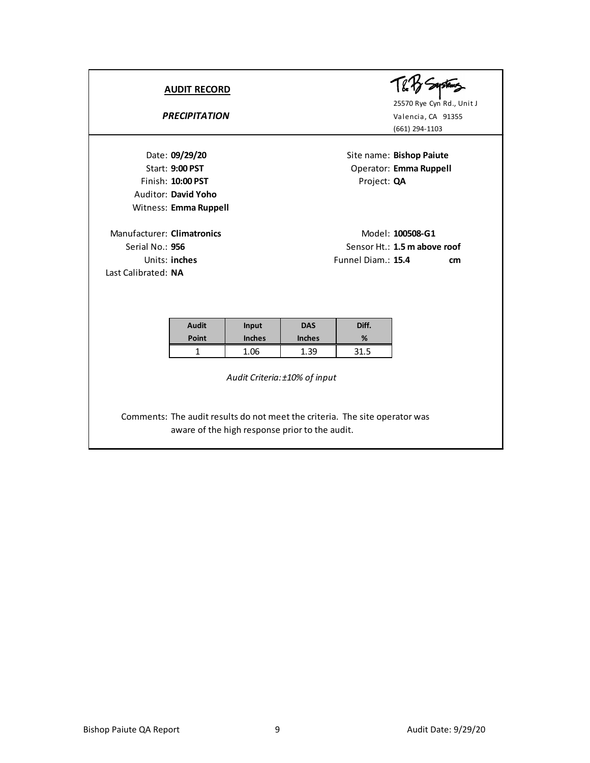## AUDIT RECORD

### *PRECIPITATION*

T&B Systems
25570 Rye Cyn Rd., Unit J
Valencia, CA 91355
(661) 294-1103

Date: **09/29/20**
Start: **9:00 PST**
Finish: **10:00 PST**
Auditor: **David Yoho**
Witness: **Emma Ruppell**

Site name: **Bishop Paiute**
Operator: **Emma Ruppell**
Project: **QA**

Manufacturer: **Climatronics**
Serial No.: **956**
Units: **inches**
Last Calibrated: **NA**

Model: **100508-G1**
Sensor Ht.: **1.5 m above roof**
Funnel Diam.: **15.4 cm**

| Audit Point | Input Inches | DAS Inches | Diff. % |
|---|---|---|---|
| 1 | 1.06 | 1.39 | 31.5 |

*Audit Criteria: ±10% of input*

Comments: The audit results do not meet the criteria. The site operator was aware of the high response prior to the audit.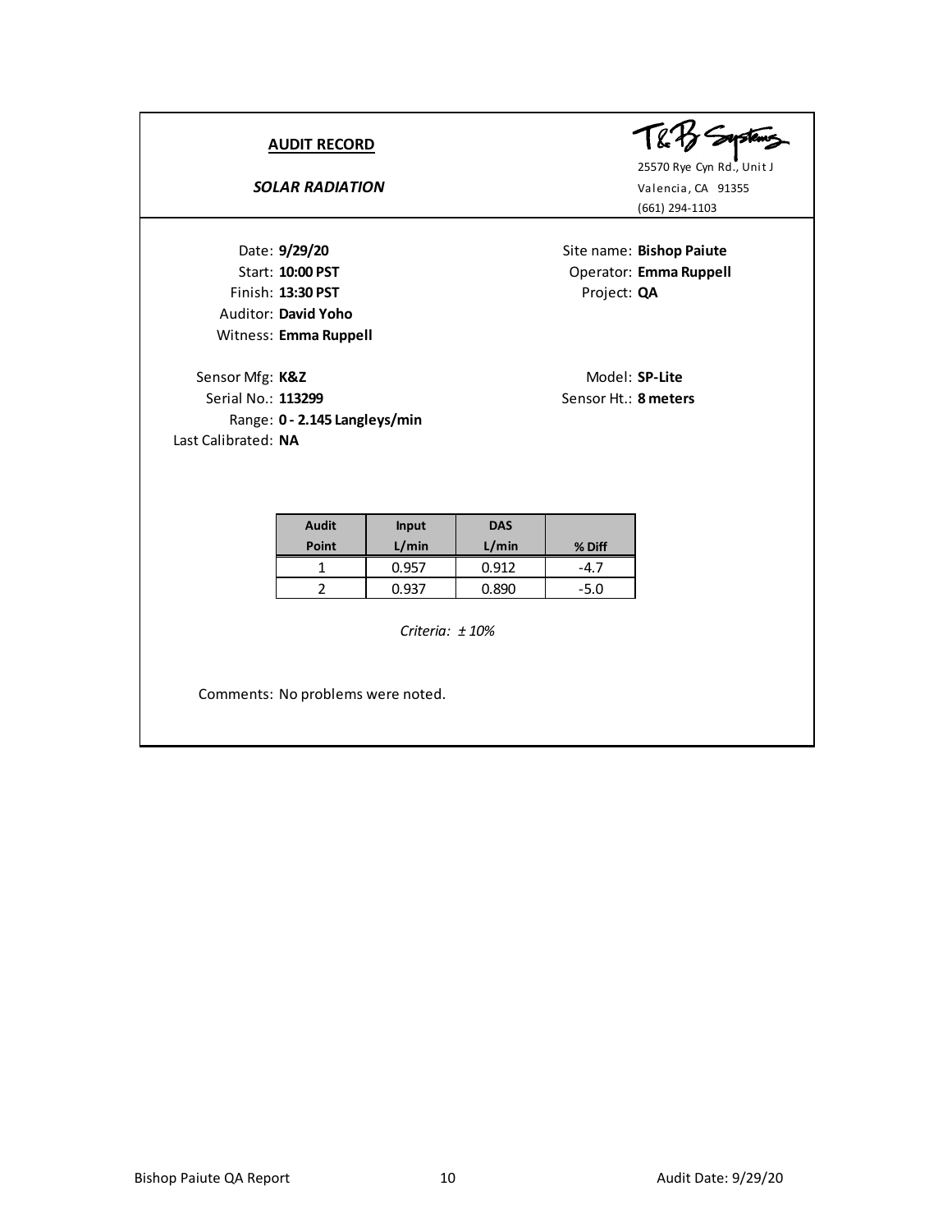## AUDIT RECORD

### *SOLAR RADIATION*

T&B Systems
25570 Rye Cyn Rd., Unit J
Valencia, CA 91355
(661) 294-1103

Date: **9/29/20**
Start: **10:00 PST**
Finish: **13:30 PST**
Auditor: **David Yoho**
Witness: **Emma Ruppell**

Site name: **Bishop Paiute**
Operator: **Emma Ruppell**
Project: **QA**

Sensor Mfg: **K&Z**
Serial No.: **113299**
Range: **0 - 2.145 Langleys/min**
Last Calibrated: **NA**

Model: **SP-Lite**
Sensor Ht.: **8 meters**

| Audit Point | Input L/min | DAS L/min | % Diff |
|---|---|---|---|
| 1 | 0.957 | 0.912 | -4.7 |
| 2 | 0.937 | 0.890 | -5.0 |

*Criteria: ± 10%*

Comments: No problems were noted.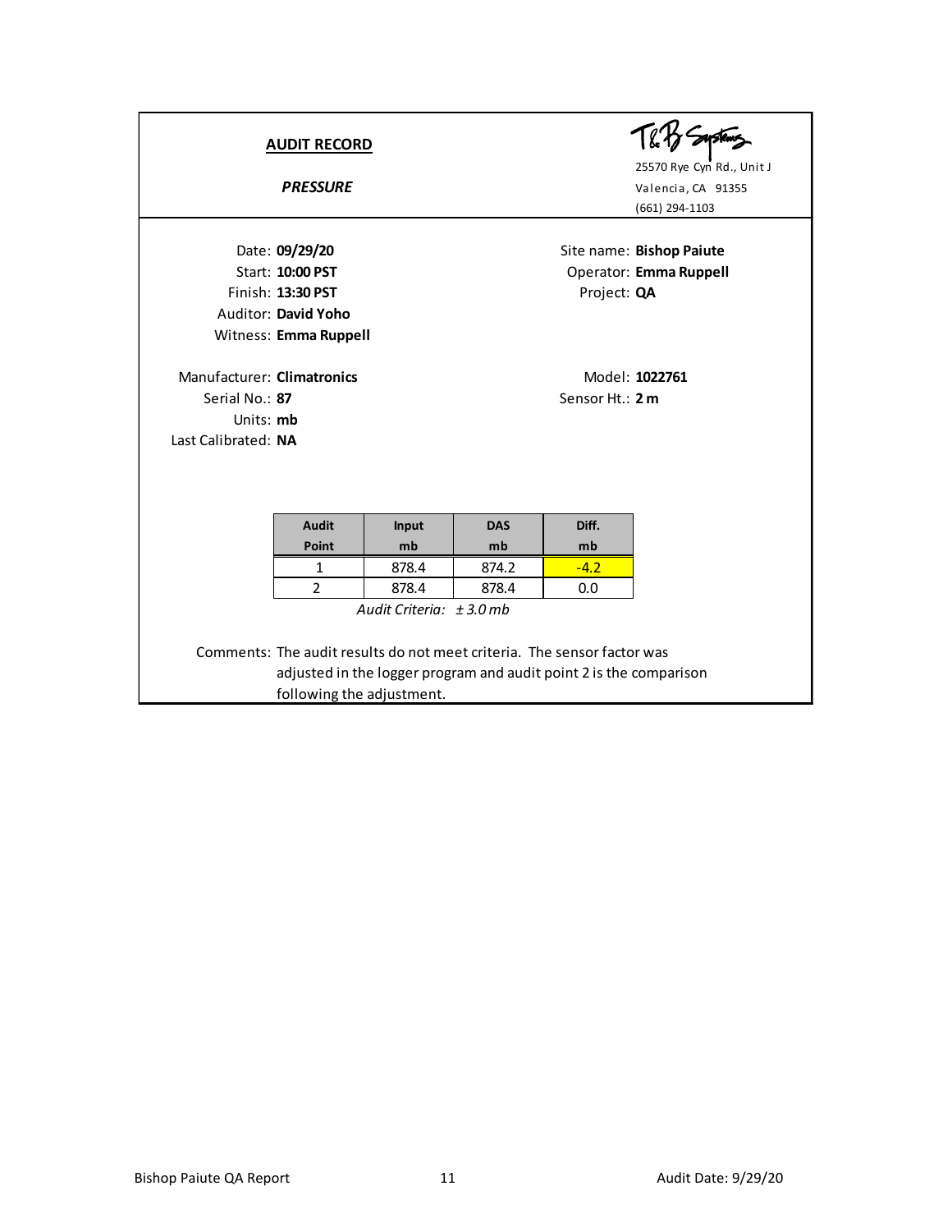## AUDIT RECORD

***PRESSURE***

T&B Systems
25570 Rye Cyn Rd., Unit J
Valencia, CA 91355
(661) 294-1103

Date: **09/29/20**
Start: **10:00 PST**
Finish: **13:30 PST**
Auditor: **David Yoho**
Witness: **Emma Ruppell**

Site name: **Bishop Paiute**
Operator: **Emma Ruppell**
Project: **QA**

Manufacturer: **Climatronics**
Serial No.: **87**
Units: **mb**
Last Calibrated: **NA**

Model: **1022761**
Sensor Ht.: **2 m**

| Audit Point | Input mb | DAS mb | Diff. mb |
|---|---|---|---|
| 1 | 878.4 | 874.2 | -4.2 |
| 2 | 878.4 | 878.4 | 0.0 |

*Audit Criteria: ± 3.0 mb*

Comments: The audit results do not meet criteria. The sensor factor was adjusted in the logger program and audit point 2 is the comparison following the adjustment.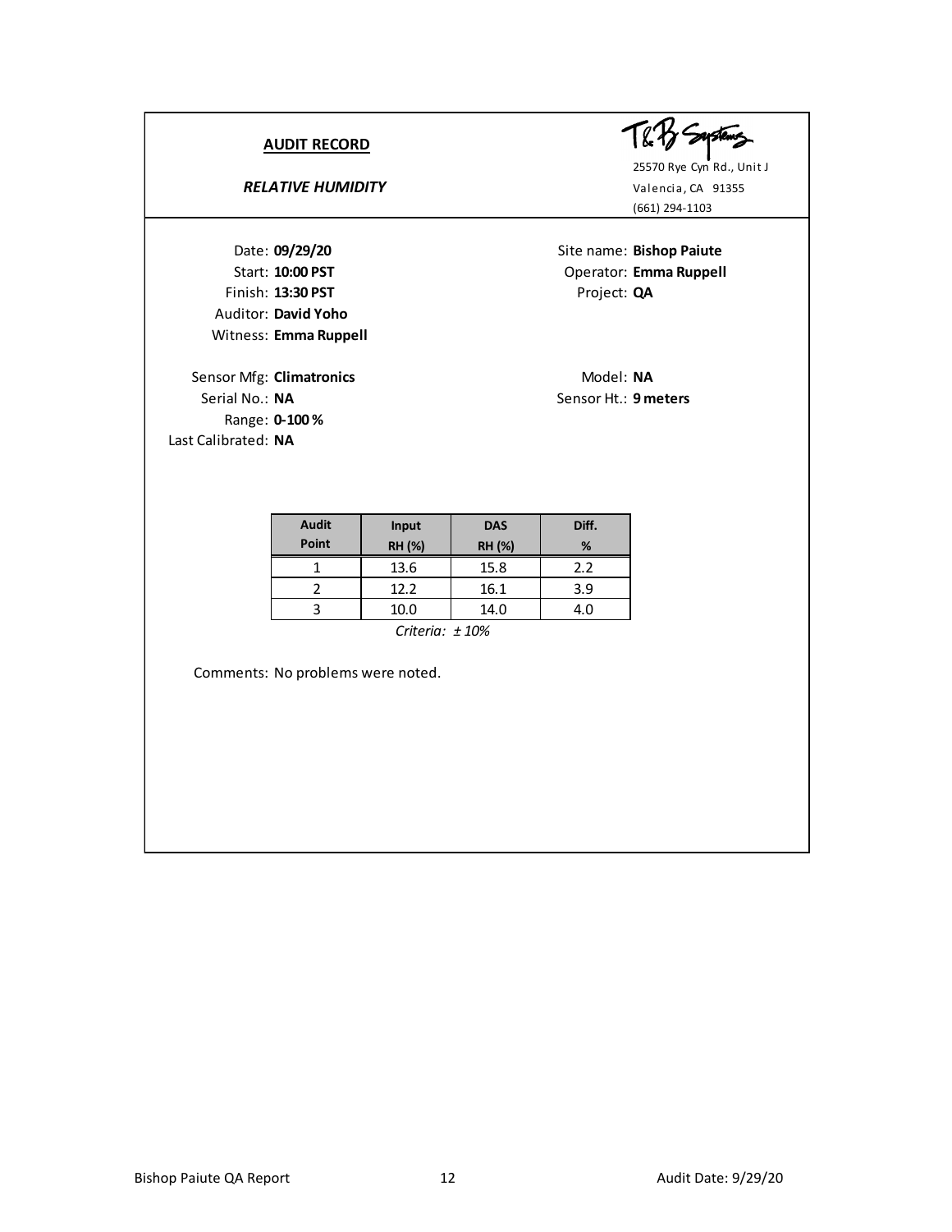## AUDIT RECORD

### *RELATIVE HUMIDITY*

T&B Systems
25570 Rye Cyn Rd., Unit J
Valencia, CA 91355
(661) 294-1103

Date: **09/29/20**
Start: **10:00 PST**
Finish: **13:30 PST**
Auditor: **David Yoho**
Witness: **Emma Ruppell**

Site name: **Bishop Paiute**
Operator: **Emma Ruppell**
Project: **QA**

Sensor Mfg: **Climatronics**
Serial No.: **NA**
Range: **0-100 %**
Last Calibrated: **NA**

Model: **NA**
Sensor Ht.: **9 meters**

| Audit Point | Input RH (%) | DAS RH (%) | Diff. % |
|---|---|---|---|
| 1 | 13.6 | 15.8 | 2.2 |
| 2 | 12.2 | 16.1 | 3.9 |
| 3 | 10.0 | 14.0 | 4.0 |

*Criteria: ± 10%*

Comments: No problems were noted.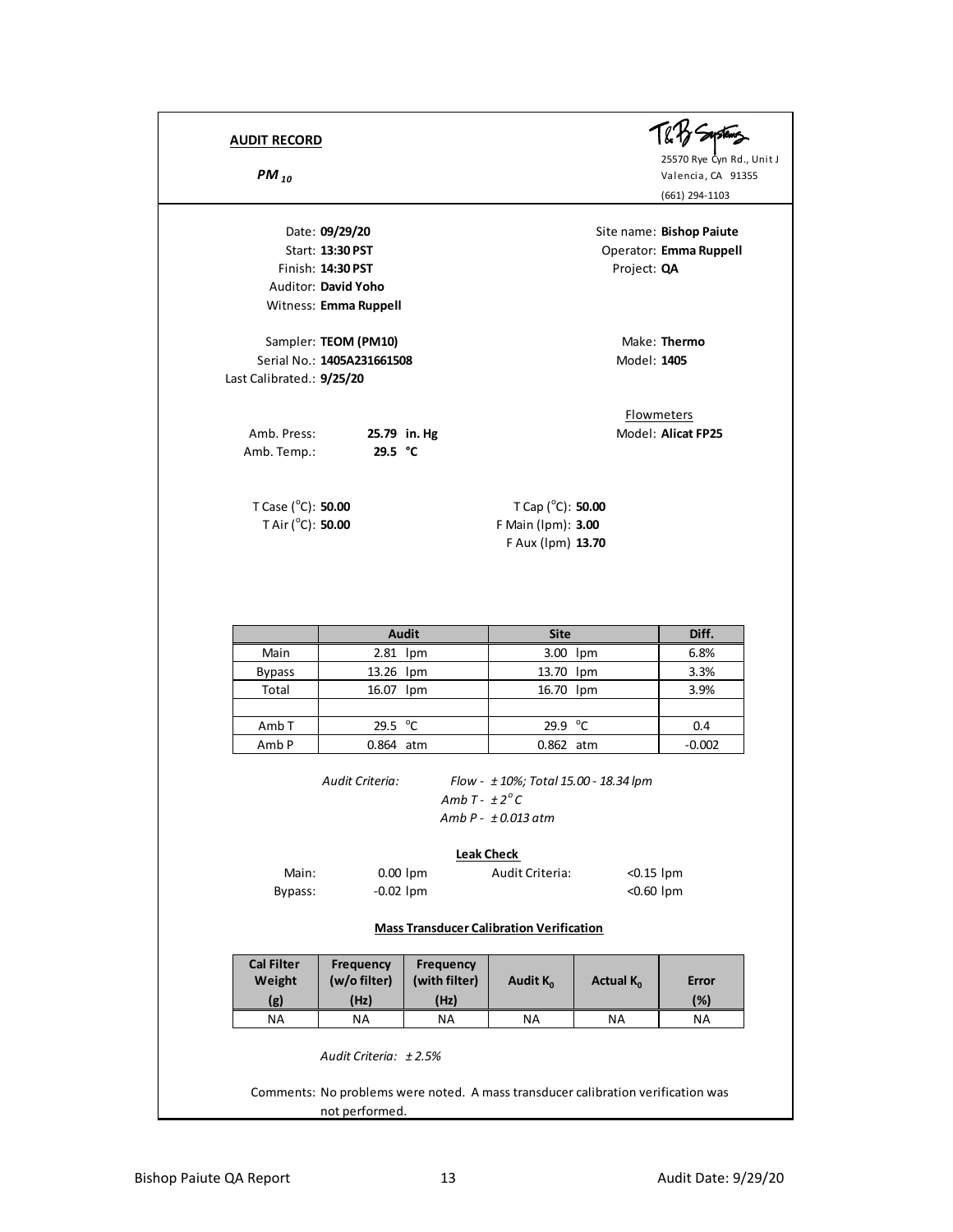**AUDIT RECORD**

***$PM_{10}$***

T&B Systems
25570 Rye Cyn Rd., Unit J
Valencia, CA 91355
(661) 294-1103

Date: **09/29/20**
Start: **13:30 PST**
Finish: **14:30 PST**
Auditor: **David Yoho**
Witness: **Emma Ruppell**

Site name: **Bishop Paiute**
Operator: **Emma Ruppell**
Project: **QA**

Sampler: **TEOM (PM10)**
Serial No.: **1405A231661508**
Last Calibrated.: **9/25/20**

Make: **Thermo**
Model: **1405**

Amb. Press: **25.79 in. Hg**
Amb. Temp.: **29.5 °C**

Flowmeters
Model: **Alicat FP25**

T Case (°C): **50.00**
T Air (°C): **50.00**

T Cap (°C): **50.00**
F Main (lpm): **3.00**
F Aux (lpm) **13.70**

| | Audit | Site | Diff. |
|---|---|---|---|
| Main | 2.81 lpm | 3.00 lpm | 6.8% |
| Bypass | 13.26 lpm | 13.70 lpm | 3.3% |
| Total | 16.07 lpm | 16.70 lpm | 3.9% |
| | | | |
| Amb T | 29.5 °C | 29.9 °C | 0.4 |
| Amb P | 0.864 atm | 0.862 atm | -0.002 |

*Audit Criteria:* *Flow - ± 10%; Total 15.00 - 18.34 lpm*
*Amb T - ± 2° C*
*Amb P - ± 0.013 atm*

**Leak Check**

| | | Audit Criteria: |
|---|---|---|
| Main: | 0.00 lpm | <0.15 lpm |
| Bypass: | -0.02 lpm | <0.60 lpm |

**Mass Transducer Calibration Verification**

| Cal Filter Weight (g) | Frequency (w/o filter) (Hz) | Frequency (with filter) (Hz) | Audit $K_0$ | Actual $K_0$ | Error (%) |
|---|---|---|---|---|---|
| NA | NA | NA | NA | NA | NA |

*Audit Criteria: ± 2.5%*

Comments: No problems were noted. A mass transducer calibration verification was not performed.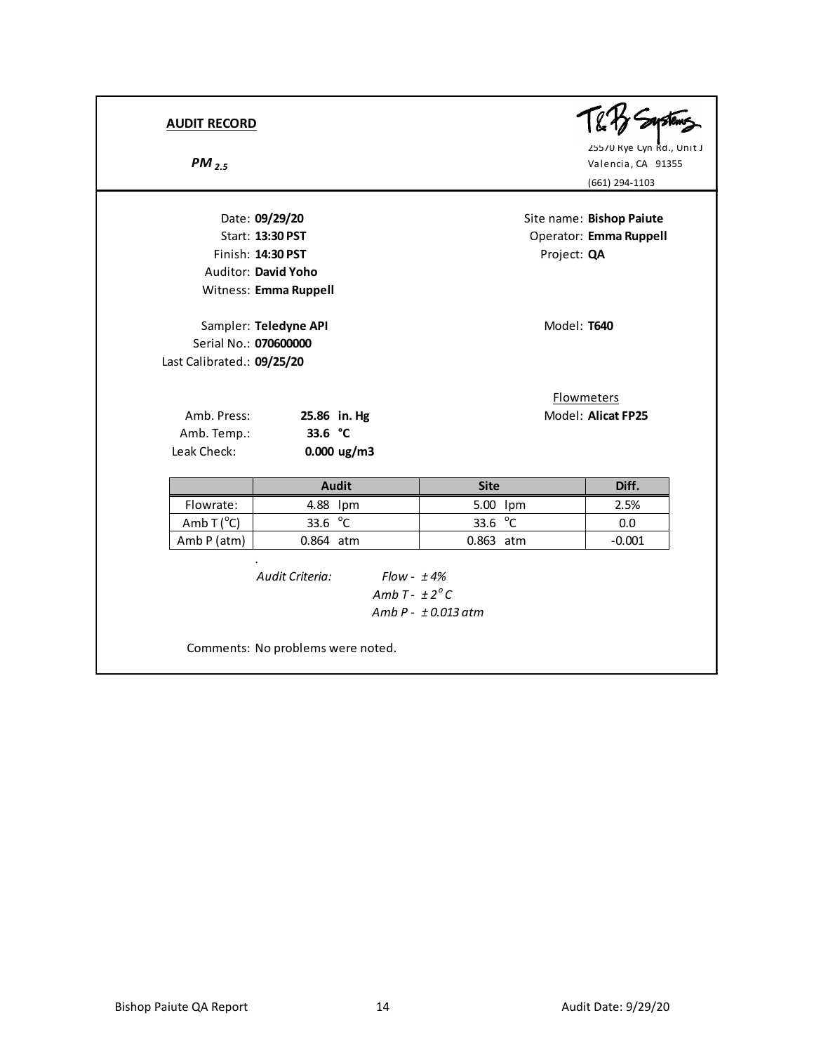**AUDIT RECORD**

***$PM_{2.5}$***

T&B Systems
25570 Rye Cyn Rd., Unit J
Valencia, CA 91355
(661) 294-1103

Date: **09/29/20**
Start: **13:30 PST**
Finish: **14:30 PST**
Auditor: **David Yoho**
Witness: **Emma Ruppell**

Site name: **Bishop Paiute**
Operator: **Emma Ruppell**
Project: **QA**

Sampler: **Teledyne API**
Serial No.: **070600000**
Last Calibrated.: **09/25/20**

Model: **T640**

Amb. Press: **25.86 in. Hg**
Amb. Temp.: **33.6 °C**
Leak Check: **0.000 ug/m3**

Flowmeters
Model: **Alicat FP25**

| | Audit | Site | Diff. |
|---|---|---|---|
| Flowrate: | 4.88 lpm | 5.00 lpm | 2.5% |
| Amb T (°C) | 33.6 °C | 33.6 °C | 0.0 |
| Amb P (atm) | 0.864 atm | 0.863 atm | -0.001 |

*Audit Criteria:*
*Flow - ± 4%*
*Amb T - ± 2° C*
*Amb P - ± 0.013 atm*

Comments: No problems were noted.